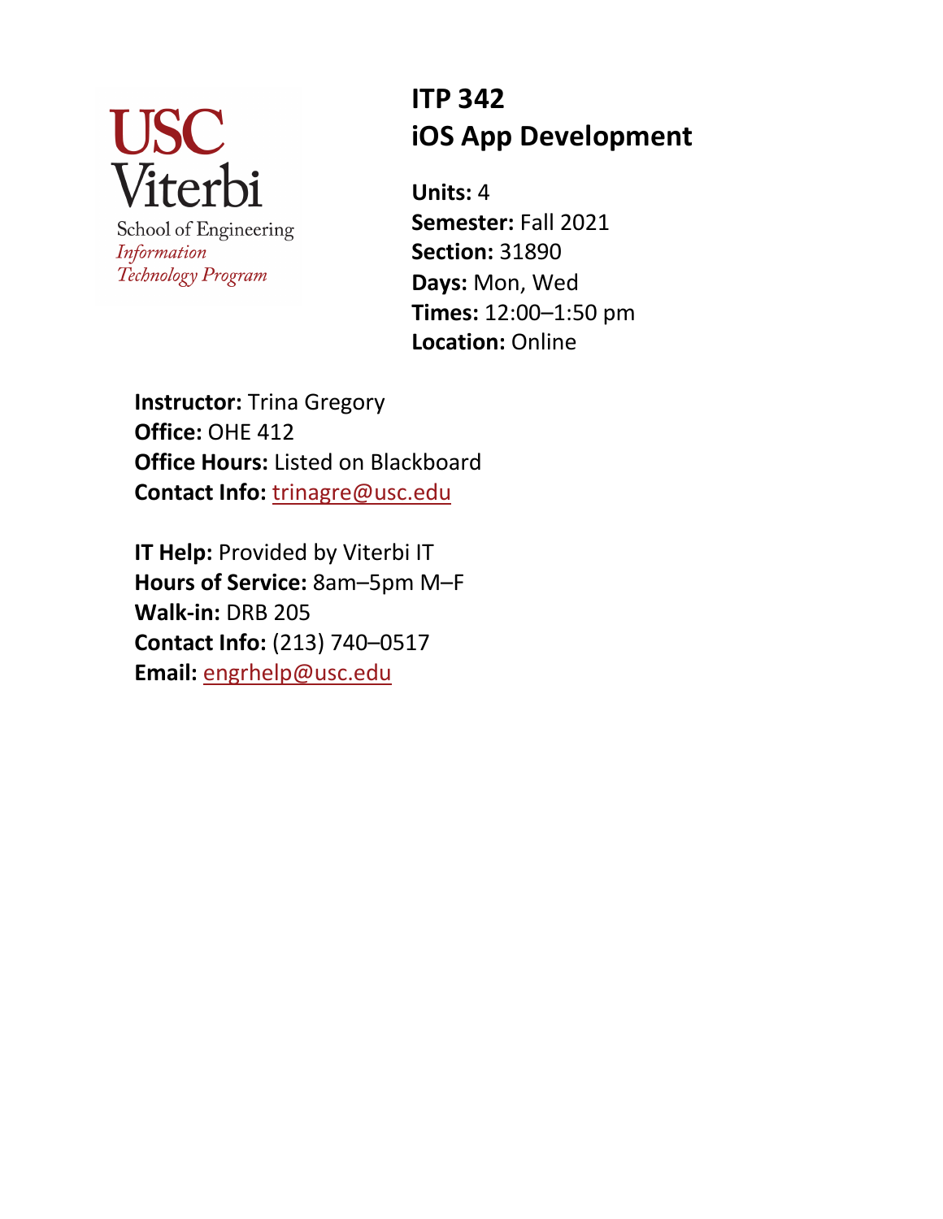USC Viterbi
School of Engineering
*Information Technology Program*

# ITP 342
# iOS App Development

**Units:** 4
**Semester:** Fall 2021
**Section:** 31890
**Days:** Mon, Wed
**Times:** 12:00–1:50 pm
**Location:** Online

**Instructor:** Trina Gregory
**Office:** OHE 412
**Office Hours:** Listed on Blackboard
**Contact Info:** trinagre@usc.edu

**IT Help:** Provided by Viterbi IT
**Hours of Service:** 8am–5pm M–F
**Walk-in:** DRB 205
**Contact Info:** (213) 740–0517
**Email:** engrhelp@usc.edu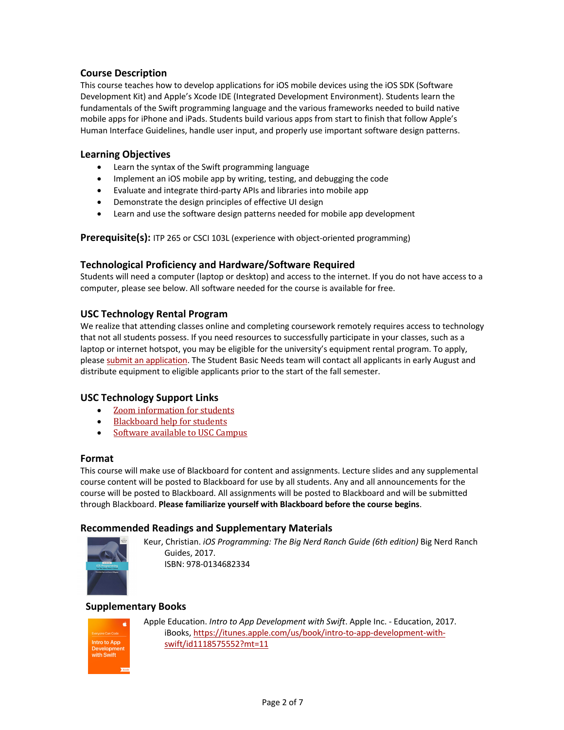## Course Description

This course teaches how to develop applications for iOS mobile devices using the iOS SDK (Software Development Kit) and Apple's Xcode IDE (Integrated Development Environment). Students learn the fundamentals of the Swift programming language and the various frameworks needed to build native mobile apps for iPhone and iPads. Students build various apps from start to finish that follow Apple's Human Interface Guidelines, handle user input, and properly use important software design patterns.

## Learning Objectives

- Learn the syntax of the Swift programming language
- Implement an iOS mobile app by writing, testing, and debugging the code
- Evaluate and integrate third-party APIs and libraries into mobile app
- Demonstrate the design principles of effective UI design
- Learn and use the software design patterns needed for mobile app development

**Prerequisite(s):** ITP 265 or CSCI 103L (experience with object-oriented programming)

## Technological Proficiency and Hardware/Software Required

Students will need a computer (laptop or desktop) and access to the internet. If you do not have access to a computer, please see below. All software needed for the course is available for free.

## USC Technology Rental Program

We realize that attending classes online and completing coursework remotely requires access to technology that not all students possess. If you need resources to successfully participate in your classes, such as a laptop or internet hotspot, you may be eligible for the university's equipment rental program. To apply, please submit an application. The Student Basic Needs team will contact all applicants in early August and distribute equipment to eligible applicants prior to the start of the fall semester.

## USC Technology Support Links

- Zoom information for students
- Blackboard help for students
- Software available to USC Campus

## Format

This course will make use of Blackboard for content and assignments. Lecture slides and any supplemental course content will be posted to Blackboard for use by all students. Any and all announcements for the course will be posted to Blackboard. All assignments will be posted to Blackboard and will be submitted through Blackboard. **Please familiarize yourself with Blackboard before the course begins**.

## Recommended Readings and Supplementary Materials

Keur, Christian. *iOS Programming: The Big Nerd Ranch Guide (6th edition)* Big Nerd Ranch Guides, 2017.
ISBN: 978-0134682334

### Supplementary Books

Apple Education. *Intro to App Development with Swift*. Apple Inc. - Education, 2017.
iBooks, https://itunes.apple.com/us/book/intro-to-app-development-with-swift/id1118575552?mt=11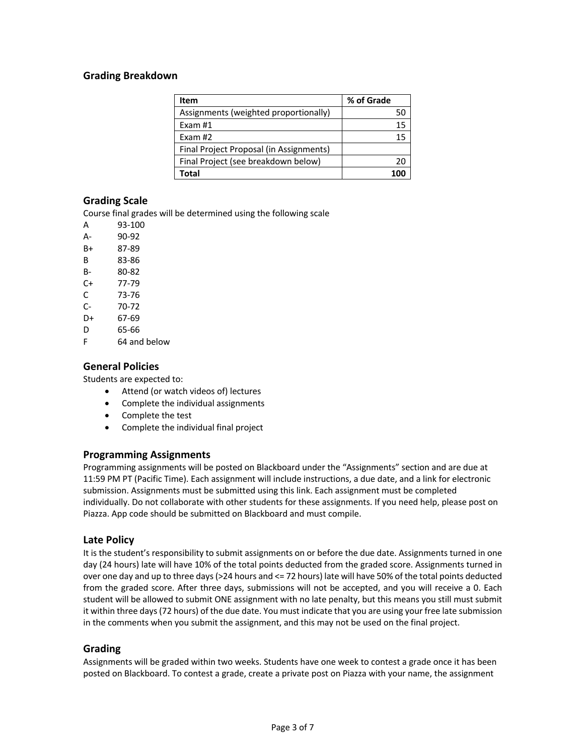## Grading Breakdown

| Item | % of Grade |
|---|---|
| Assignments (weighted proportionally) | 50 |
| Exam #1 | 15 |
| Exam #2 | 15 |
| Final Project Proposal (in Assignments) | |
| Final Project (see breakdown below) | 20 |
| **Total** | **100** |

## Grading Scale

Course final grades will be determined using the following scale

| | |
|---|---|
| A | 93-100 |
| A- | 90-92 |
| B+ | 87-89 |
| B | 83-86 |
| B- | 80-82 |
| C+ | 77-79 |
| C | 73-76 |
| C- | 70-72 |
| D+ | 67-69 |
| D | 65-66 |
| F | 64 and below |

## General Policies

Students are expected to:

- Attend (or watch videos of) lectures
- Complete the individual assignments
- Complete the test
- Complete the individual final project

## Programming Assignments

Programming assignments will be posted on Blackboard under the "Assignments" section and are due at 11:59 PM PT (Pacific Time). Each assignment will include instructions, a due date, and a link for electronic submission. Assignments must be submitted using this link. Each assignment must be completed individually. Do not collaborate with other students for these assignments. If you need help, please post on Piazza. App code should be submitted on Blackboard and must compile.

## Late Policy

It is the student's responsibility to submit assignments on or before the due date. Assignments turned in one day (24 hours) late will have 10% of the total points deducted from the graded score. Assignments turned in over one day and up to three days (>24 hours and <= 72 hours) late will have 50% of the total points deducted from the graded score. After three days, submissions will not be accepted, and you will receive a 0. Each student will be allowed to submit ONE assignment with no late penalty, but this means you still must submit it within three days (72 hours) of the due date. You must indicate that you are using your free late submission in the comments when you submit the assignment, and this may not be used on the final project.

## Grading

Assignments will be graded within two weeks. Students have one week to contest a grade once it has been posted on Blackboard. To contest a grade, create a private post on Piazza with your name, the assignment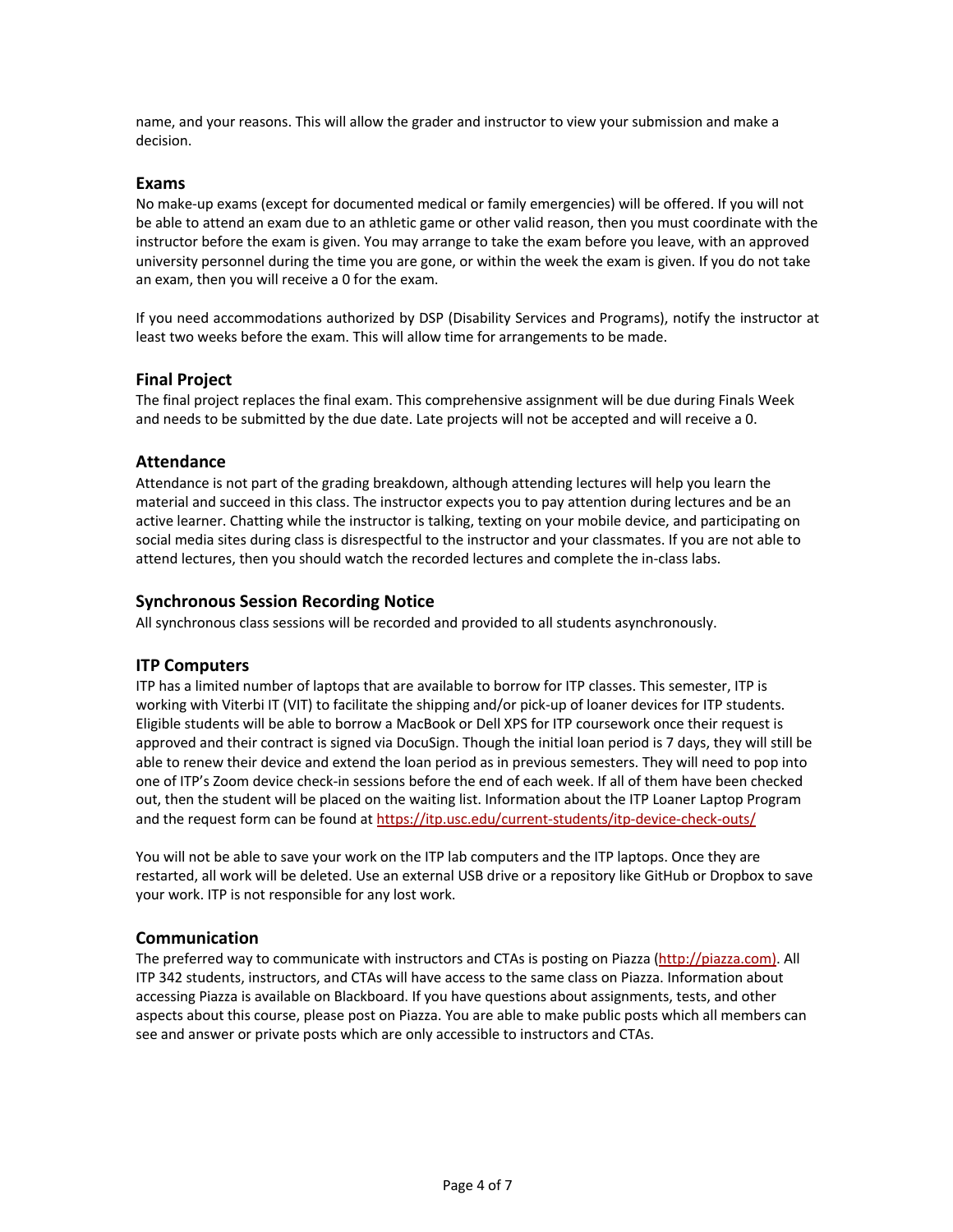name, and your reasons. This will allow the grader and instructor to view your submission and make a decision.

### Exams

No make-up exams (except for documented medical or family emergencies) will be offered. If you will not be able to attend an exam due to an athletic game or other valid reason, then you must coordinate with the instructor before the exam is given. You may arrange to take the exam before you leave, with an approved university personnel during the time you are gone, or within the week the exam is given. If you do not take an exam, then you will receive a 0 for the exam.

If you need accommodations authorized by DSP (Disability Services and Programs), notify the instructor at least two weeks before the exam. This will allow time for arrangements to be made.

### Final Project

The final project replaces the final exam. This comprehensive assignment will be due during Finals Week and needs to be submitted by the due date. Late projects will not be accepted and will receive a 0.

### Attendance

Attendance is not part of the grading breakdown, although attending lectures will help you learn the material and succeed in this class. The instructor expects you to pay attention during lectures and be an active learner. Chatting while the instructor is talking, texting on your mobile device, and participating on social media sites during class is disrespectful to the instructor and your classmates. If you are not able to attend lectures, then you should watch the recorded lectures and complete the in-class labs.

### Synchronous Session Recording Notice

All synchronous class sessions will be recorded and provided to all students asynchronously.

### ITP Computers

ITP has a limited number of laptops that are available to borrow for ITP classes. This semester, ITP is working with Viterbi IT (VIT) to facilitate the shipping and/or pick-up of loaner devices for ITP students. Eligible students will be able to borrow a MacBook or Dell XPS for ITP coursework once their request is approved and their contract is signed via DocuSign. Though the initial loan period is 7 days, they will still be able to renew their device and extend the loan period as in previous semesters. They will need to pop into one of ITP's Zoom device check-in sessions before the end of each week. If all of them have been checked out, then the student will be placed on the waiting list. Information about the ITP Loaner Laptop Program and the request form can be found at https://itp.usc.edu/current-students/itp-device-check-outs/

You will not be able to save your work on the ITP lab computers and the ITP laptops. Once they are restarted, all work will be deleted. Use an external USB drive or a repository like GitHub or Dropbox to save your work. ITP is not responsible for any lost work.

### Communication

The preferred way to communicate with instructors and CTAs is posting on Piazza (http://piazza.com). All ITP 342 students, instructors, and CTAs will have access to the same class on Piazza. Information about accessing Piazza is available on Blackboard. If you have questions about assignments, tests, and other aspects about this course, please post on Piazza. You are able to make public posts which all members can see and answer or private posts which are only accessible to instructors and CTAs.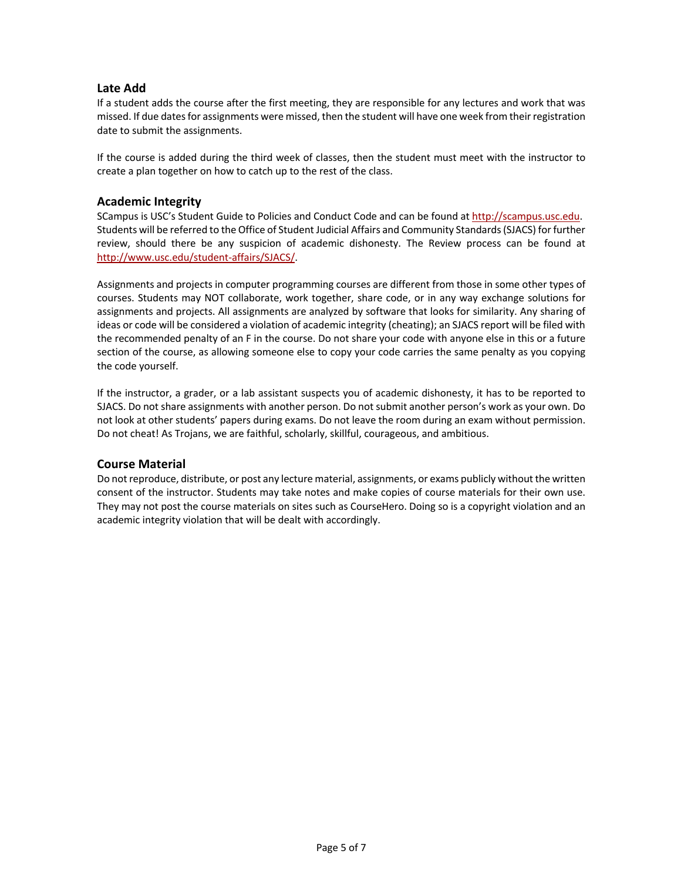## Late Add

If a student adds the course after the first meeting, they are responsible for any lectures and work that was missed. If due dates for assignments were missed, then the student will have one week from their registration date to submit the assignments.

If the course is added during the third week of classes, then the student must meet with the instructor to create a plan together on how to catch up to the rest of the class.

## Academic Integrity

SCampus is USC's Student Guide to Policies and Conduct Code and can be found at [http://scampus.usc.edu](http://scampus.usc.edu). Students will be referred to the Office of Student Judicial Affairs and Community Standards (SJACS) for further review, should there be any suspicion of academic dishonesty. The Review process can be found at [http://www.usc.edu/student-affairs/SJACS/](http://www.usc.edu/student-affairs/SJACS/).

Assignments and projects in computer programming courses are different from those in some other types of courses. Students may NOT collaborate, work together, share code, or in any way exchange solutions for assignments and projects. All assignments are analyzed by software that looks for similarity. Any sharing of ideas or code will be considered a violation of academic integrity (cheating); an SJACS report will be filed with the recommended penalty of an F in the course. Do not share your code with anyone else in this or a future section of the course, as allowing someone else to copy your code carries the same penalty as you copying the code yourself.

If the instructor, a grader, or a lab assistant suspects you of academic dishonesty, it has to be reported to SJACS. Do not share assignments with another person. Do not submit another person's work as your own. Do not look at other students' papers during exams. Do not leave the room during an exam without permission. Do not cheat! As Trojans, we are faithful, scholarly, skillful, courageous, and ambitious.

## Course Material

Do not reproduce, distribute, or post any lecture material, assignments, or exams publicly without the written consent of the instructor. Students may take notes and make copies of course materials for their own use. They may not post the course materials on sites such as CourseHero. Doing so is a copyright violation and an academic integrity violation that will be dealt with accordingly.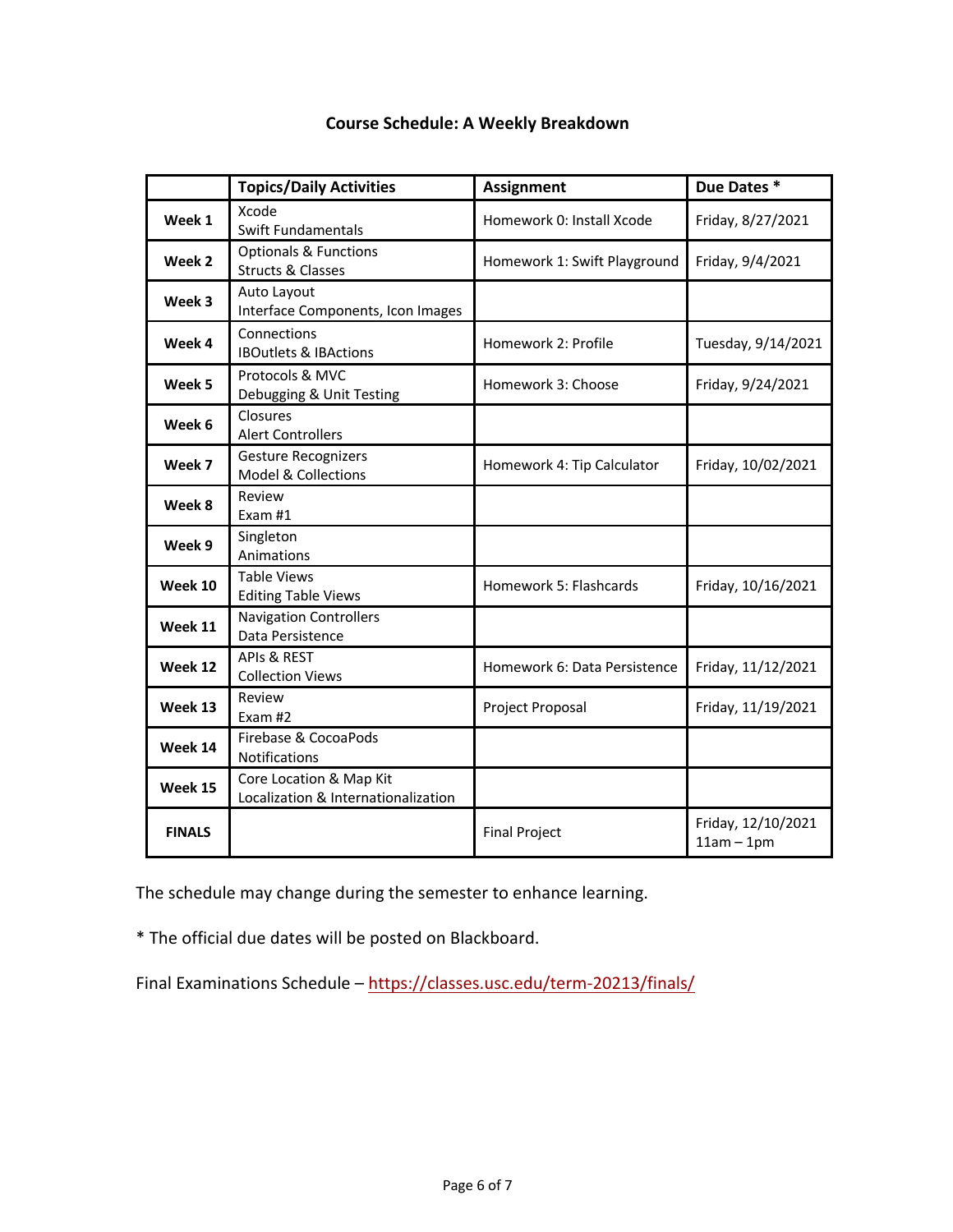### Course Schedule: A Weekly Breakdown

| | Topics/Daily Activities | Assignment | Due Dates * |
|---|---|---|---|
| **Week 1** | Xcode<br>Swift Fundamentals | Homework 0: Install Xcode | Friday, 8/27/2021 |
| **Week 2** | Optionals & Functions<br>Structs & Classes | Homework 1: Swift Playground | Friday, 9/4/2021 |
| **Week 3** | Auto Layout<br>Interface Components, Icon Images | | |
| **Week 4** | Connections<br>IBOutlets & IBActions | Homework 2: Profile | Tuesday, 9/14/2021 |
| **Week 5** | Protocols & MVC<br>Debugging & Unit Testing | Homework 3: Choose | Friday, 9/24/2021 |
| **Week 6** | Closures<br>Alert Controllers | | |
| **Week 7** | Gesture Recognizers<br>Model & Collections | Homework 4: Tip Calculator | Friday, 10/02/2021 |
| **Week 8** | Review<br>Exam #1 | | |
| **Week 9** | Singleton<br>Animations | | |
| **Week 10** | Table Views<br>Editing Table Views | Homework 5: Flashcards | Friday, 10/16/2021 |
| **Week 11** | Navigation Controllers<br>Data Persistence | | |
| **Week 12** | APIs & REST<br>Collection Views | Homework 6: Data Persistence | Friday, 11/12/2021 |
| **Week 13** | Review<br>Exam #2 | Project Proposal | Friday, 11/19/2021 |
| **Week 14** | Firebase & CocoaPods<br>Notifications | | |
| **Week 15** | Core Location & Map Kit<br>Localization & Internationalization | | |
| **FINALS** | | Final Project | Friday, 12/10/2021<br>11am – 1pm |

The schedule may change during the semester to enhance learning.

* The official due dates will be posted on Blackboard.

Final Examinations Schedule – https://classes.usc.edu/term-20213/finals/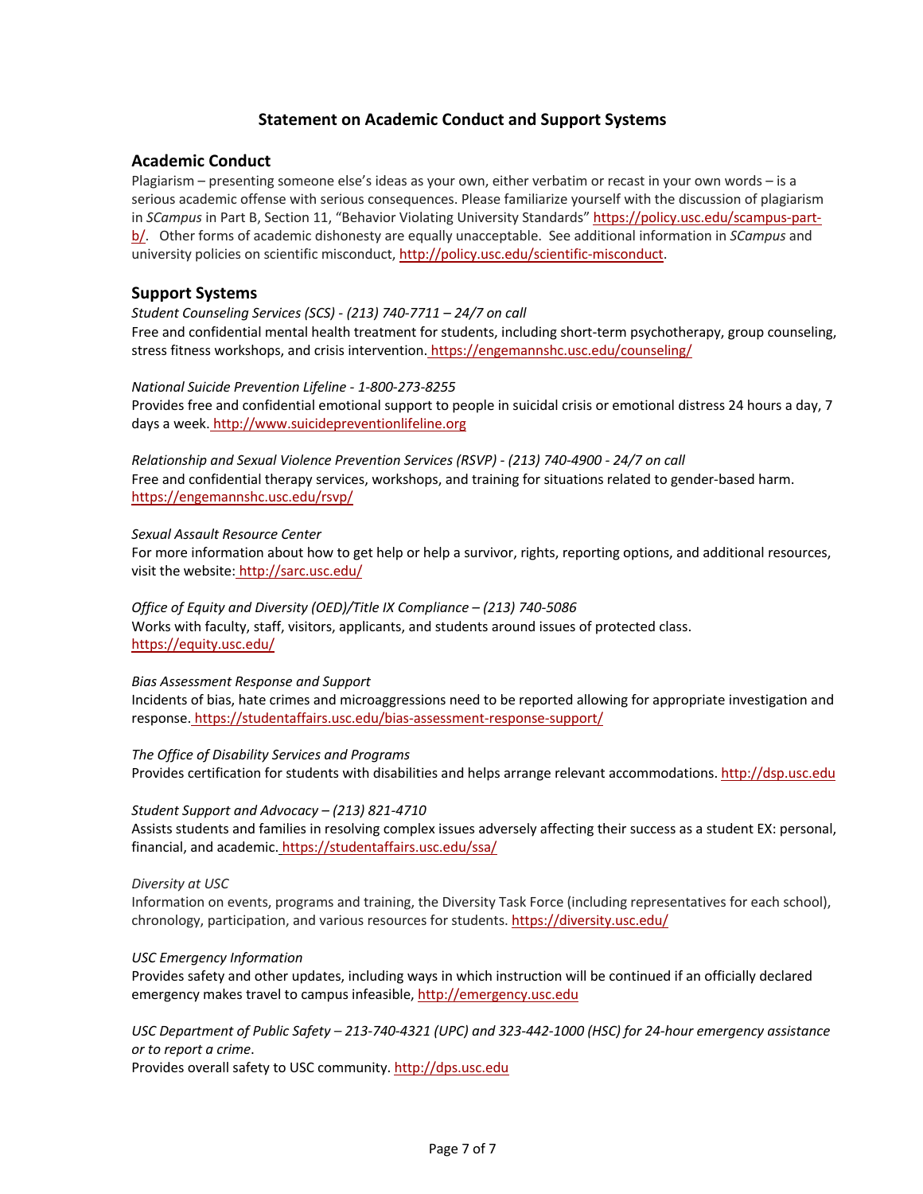# Statement on Academic Conduct and Support Systems

## Academic Conduct

Plagiarism – presenting someone else's ideas as your own, either verbatim or recast in your own words – is a serious academic offense with serious consequences. Please familiarize yourself with the discussion of plagiarism in *SCampus* in Part B, Section 11, "Behavior Violating University Standards" https://policy.usc.edu/scampus-part-b/. Other forms of academic dishonesty are equally unacceptable. See additional information in *SCampus* and university policies on scientific misconduct, http://policy.usc.edu/scientific-misconduct.

## Support Systems

*Student Counseling Services (SCS) - (213) 740-7711 – 24/7 on call*
Free and confidential mental health treatment for students, including short-term psychotherapy, group counseling, stress fitness workshops, and crisis intervention. https://engemannshc.usc.edu/counseling/

*National Suicide Prevention Lifeline - 1-800-273-8255*
Provides free and confidential emotional support to people in suicidal crisis or emotional distress 24 hours a day, 7 days a week. http://www.suicidepreventionlifeline.org

*Relationship and Sexual Violence Prevention Services (RSVP) - (213) 740-4900 - 24/7 on call*
Free and confidential therapy services, workshops, and training for situations related to gender-based harm. https://engemannshc.usc.edu/rsvp/

*Sexual Assault Resource Center*
For more information about how to get help or help a survivor, rights, reporting options, and additional resources, visit the website: http://sarc.usc.edu/

*Office of Equity and Diversity (OED)/Title IX Compliance – (213) 740-5086*
Works with faculty, staff, visitors, applicants, and students around issues of protected class. https://equity.usc.edu/

*Bias Assessment Response and Support*
Incidents of bias, hate crimes and microaggressions need to be reported allowing for appropriate investigation and response. https://studentaffairs.usc.edu/bias-assessment-response-support/

*The Office of Disability Services and Programs*
Provides certification for students with disabilities and helps arrange relevant accommodations. http://dsp.usc.edu

*Student Support and Advocacy – (213) 821-4710*
Assists students and families in resolving complex issues adversely affecting their success as a student EX: personal, financial, and academic. https://studentaffairs.usc.edu/ssa/

*Diversity at USC*
Information on events, programs and training, the Diversity Task Force (including representatives for each school), chronology, participation, and various resources for students. https://diversity.usc.edu/

*USC Emergency Information*
Provides safety and other updates, including ways in which instruction will be continued if an officially declared emergency makes travel to campus infeasible, http://emergency.usc.edu

*USC Department of Public Safety – 213-740-4321 (UPC) and 323-442-1000 (HSC) for 24-hour emergency assistance or to report a crime.*
Provides overall safety to USC community. http://dps.usc.edu